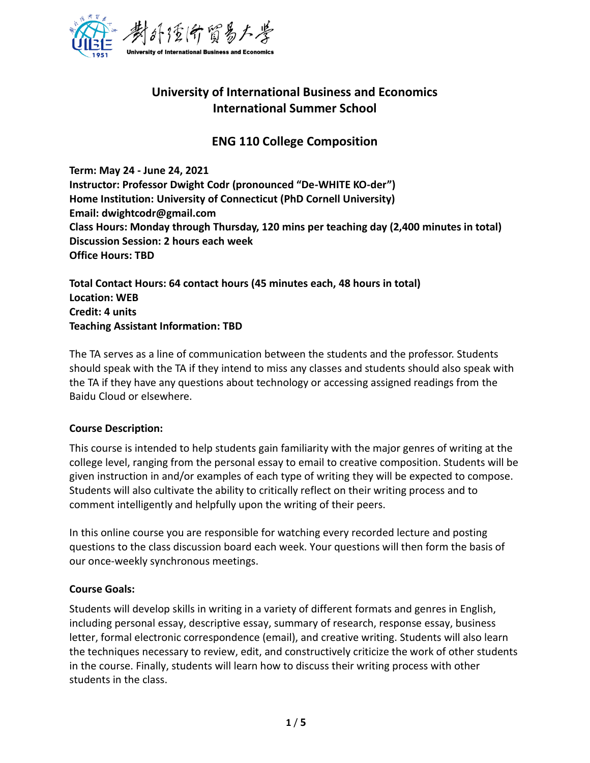# University of International Business and Economics
# International Summer School

## ENG 110 College Composition

**Term: May 24 - June 24, 2021**
**Instructor: Professor Dwight Codr (pronounced "De-WHITE KO-der")**
**Home Institution: University of Connecticut (PhD Cornell University)**
**Email: dwightcodr@gmail.com**
**Class Hours: Monday through Thursday, 120 mins per teaching day (2,400 minutes in total)**
**Discussion Session: 2 hours each week**
**Office Hours: TBD**

**Total Contact Hours: 64 contact hours (45 minutes each, 48 hours in total)**
**Location: WEB**
**Credit: 4 units**
**Teaching Assistant Information: TBD**

The TA serves as a line of communication between the students and the professor. Students should speak with the TA if they intend to miss any classes and students should also speak with the TA if they have any questions about technology or accessing assigned readings from the Baidu Cloud or elsewhere.

**Course Description:**

This course is intended to help students gain familiarity with the major genres of writing at the college level, ranging from the personal essay to email to creative composition. Students will be given instruction in and/or examples of each type of writing they will be expected to compose. Students will also cultivate the ability to critically reflect on their writing process and to comment intelligently and helpfully upon the writing of their peers.

In this online course you are responsible for watching every recorded lecture and posting questions to the class discussion board each week. Your questions will then form the basis of our once-weekly synchronous meetings.

**Course Goals:**

Students will develop skills in writing in a variety of different formats and genres in English, including personal essay, descriptive essay, summary of research, response essay, business letter, formal electronic correspondence (email), and creative writing. Students will also learn the techniques necessary to review, edit, and constructively criticize the work of other students in the course. Finally, students will learn how to discuss their writing process with other students in the class.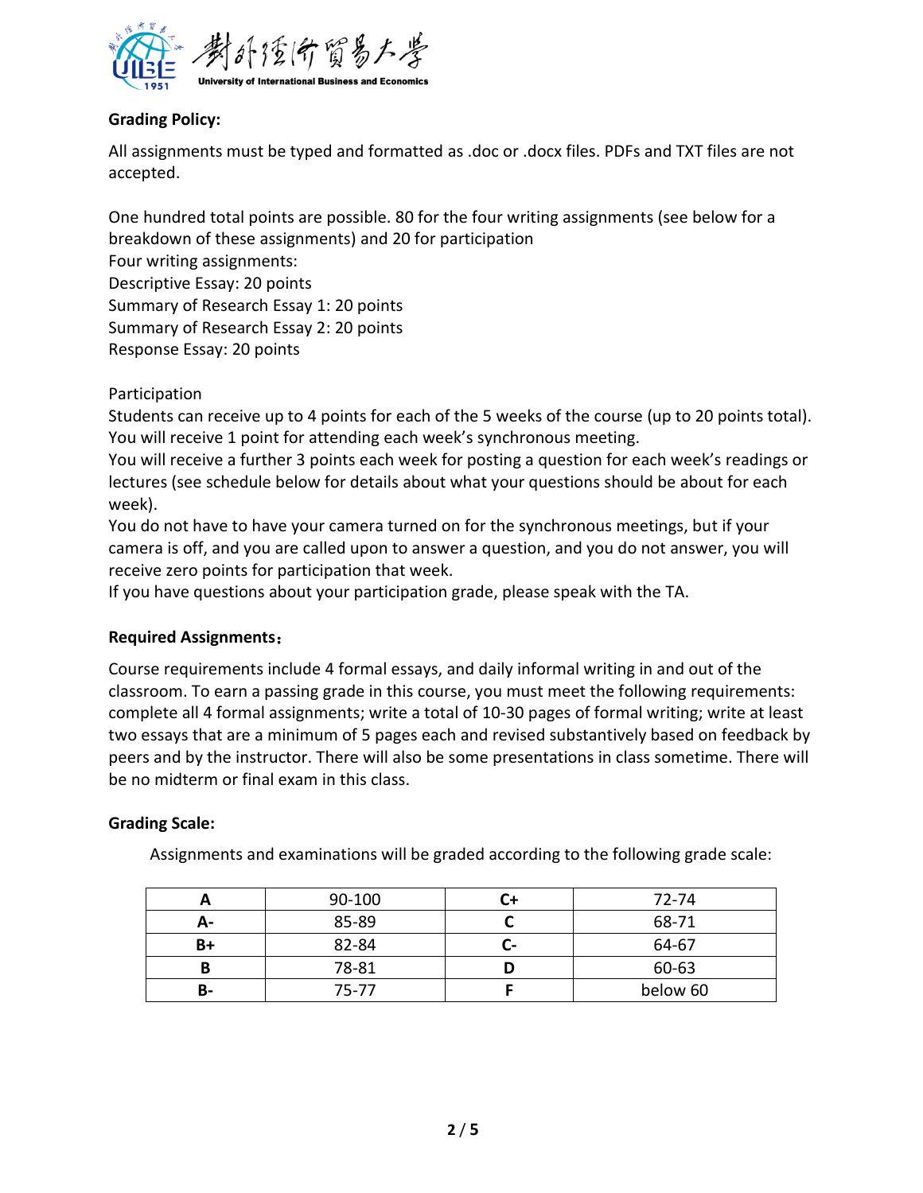**Grading Policy:**

All assignments must be typed and formatted as .doc or .docx files. PDFs and TXT files are not accepted.

One hundred total points are possible. 80 for the four writing assignments (see below for a breakdown of these assignments) and 20 for participation
Four writing assignments:
Descriptive Essay: 20 points
Summary of Research Essay 1: 20 points
Summary of Research Essay 2: 20 points
Response Essay: 20 points

Participation
Students can receive up to 4 points for each of the 5 weeks of the course (up to 20 points total).
You will receive 1 point for attending each week's synchronous meeting.
You will receive a further 3 points each week for posting a question for each week's readings or lectures (see schedule below for details about what your questions should be about for each week).
You do not have to have your camera turned on for the synchronous meetings, but if your camera is off, and you are called upon to answer a question, and you do not answer, you will receive zero points for participation that week.
If you have questions about your participation grade, please speak with the TA.

**Required Assignments：**

Course requirements include 4 formal essays, and daily informal writing in and out of the classroom. To earn a passing grade in this course, you must meet the following requirements: complete all 4 formal assignments; write a total of 10-30 pages of formal writing; write at least two essays that are a minimum of 5 pages each and revised substantively based on feedback by peers and by the instructor. There will also be some presentations in class sometime. There will be no midterm or final exam in this class.

**Grading Scale:**

Assignments and examinations will be graded according to the following grade scale:

| **A** | 90-100 | **C+** | 72-74 |
|---|---|---|---|
| **A-** | 85-89 | **C** | 68-71 |
| **B+** | 82-84 | **C-** | 64-67 |
| **B** | 78-81 | **D** | 60-63 |
| **B-** | 75-77 | **F** | below 60 |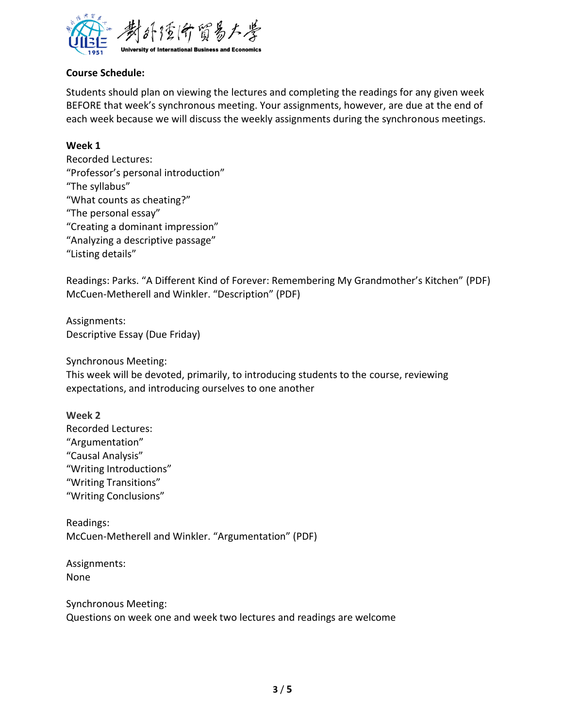**Course Schedule:**

Students should plan on viewing the lectures and completing the readings for any given week BEFORE that week's synchronous meeting. Your assignments, however, are due at the end of each week because we will discuss the weekly assignments during the synchronous meetings.

**Week 1**

Recorded Lectures:
"Professor's personal introduction"
"The syllabus"
"What counts as cheating?"
"The personal essay"
"Creating a dominant impression"
"Analyzing a descriptive passage"
"Listing details"

Readings: Parks. "A Different Kind of Forever: Remembering My Grandmother's Kitchen" (PDF)
McCuen-Metherell and Winkler. "Description" (PDF)

Assignments:
Descriptive Essay (Due Friday)

Synchronous Meeting:
This week will be devoted, primarily, to introducing students to the course, reviewing expectations, and introducing ourselves to one another

**Week 2**

Recorded Lectures:
"Argumentation"
"Causal Analysis"
"Writing Introductions"
"Writing Transitions"
"Writing Conclusions"

Readings:
McCuen-Metherell and Winkler. "Argumentation" (PDF)

Assignments:
None

Synchronous Meeting:
Questions on week one and week two lectures and readings are welcome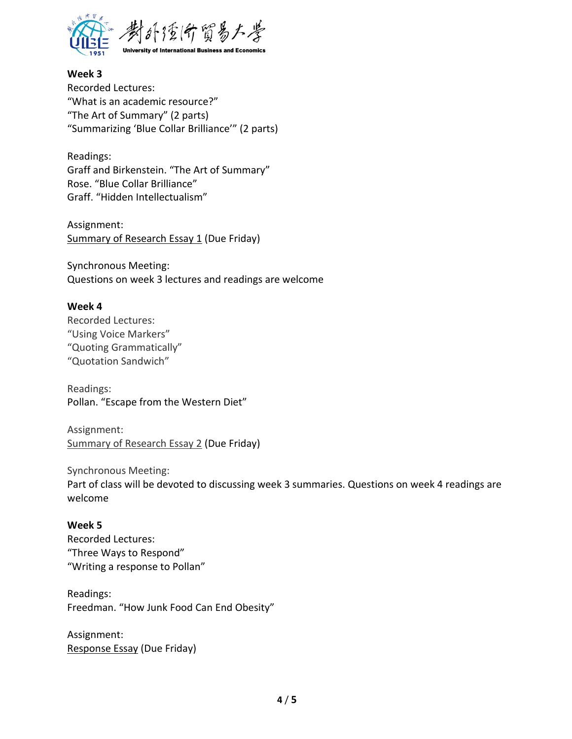**Week 3**

Recorded Lectures:
"What is an academic resource?"
"The Art of Summary" (2 parts)
"Summarizing 'Blue Collar Brilliance'" (2 parts)

Readings:
Graff and Birkenstein. "The Art of Summary"
Rose. "Blue Collar Brilliance"
Graff. "Hidden Intellectualism"

Assignment:
Summary of Research Essay 1 (Due Friday)

Synchronous Meeting:
Questions on week 3 lectures and readings are welcome

**Week 4**

Recorded Lectures:
"Using Voice Markers"
"Quoting Grammatically"
"Quotation Sandwich"

Readings:
Pollan. "Escape from the Western Diet"

Assignment:
Summary of Research Essay 2 (Due Friday)

Synchronous Meeting:
Part of class will be devoted to discussing week 3 summaries. Questions on week 4 readings are welcome

**Week 5**

Recorded Lectures:
"Three Ways to Respond"
"Writing a response to Pollan"

Readings:
Freedman. "How Junk Food Can End Obesity"

Assignment:
Response Essay (Due Friday)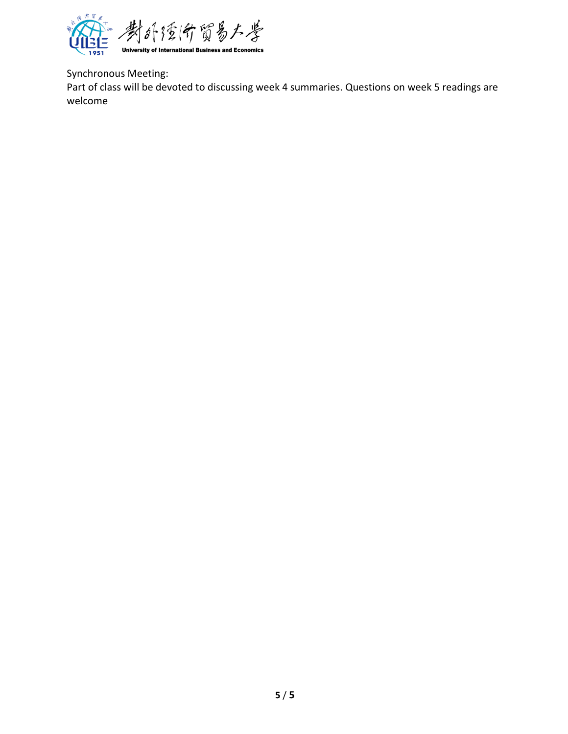Synchronous Meeting:
Part of class will be devoted to discussing week 4 summaries. Questions on week 5 readings are welcome